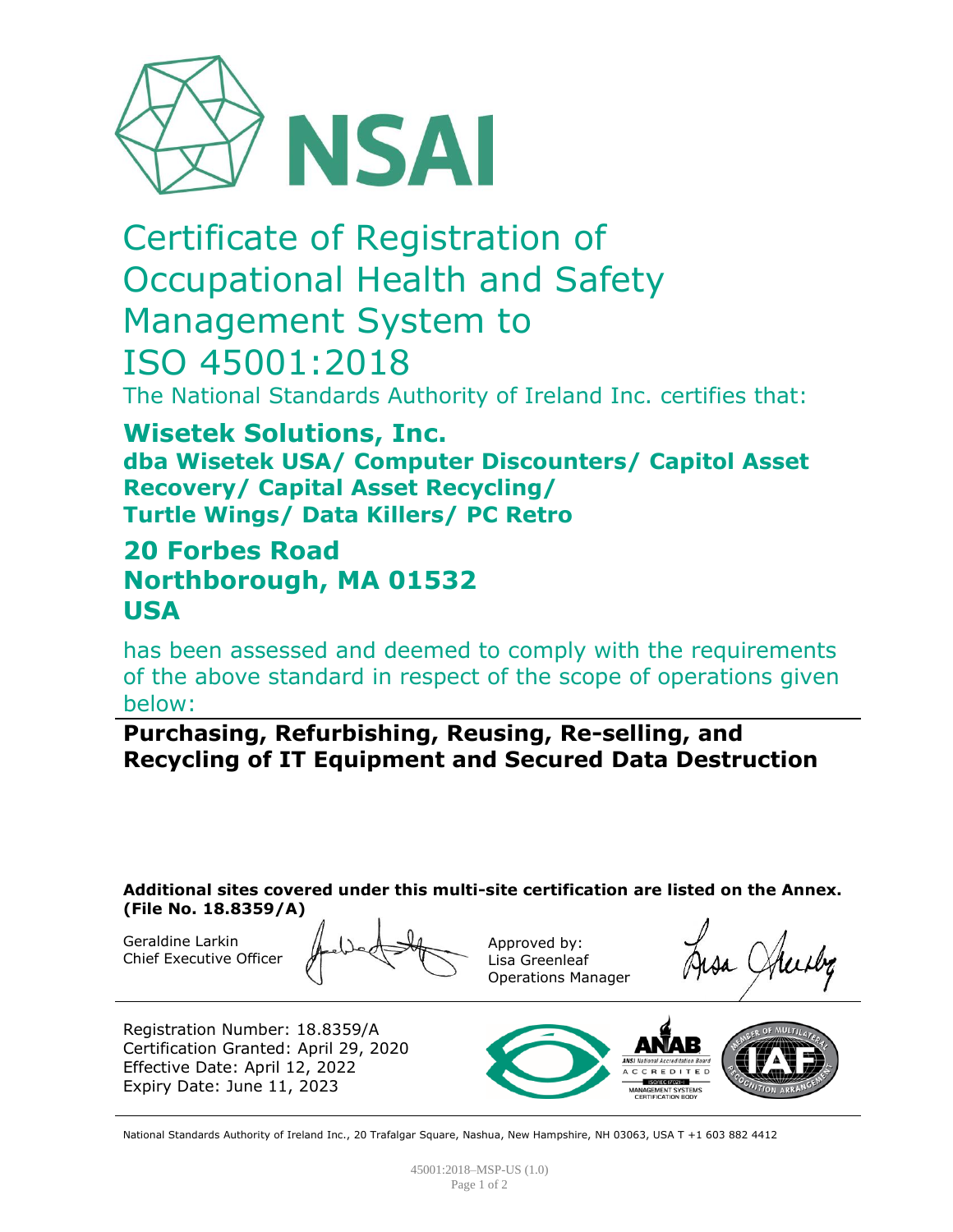# Certificate of Registration of Occupational Health and Safety Management System to ISO 45001:2018

The National Standards Authority of Ireland Inc. certifies that:

## Wisetek Solutions, Inc.

### dba Wisetek USA/ Computer Discounters/ Capitol Asset Recovery/ Capital Asset Recycling/ Turtle Wings/ Data Killers/ PC Retro

## 20 Forbes Road
## Northborough, MA 01532
## USA

has been assessed and deemed to comply with the requirements of the above standard in respect of the scope of operations given below:

**Purchasing, Refurbishing, Reusing, Re-selling, and Recycling of IT Equipment and Secured Data Destruction**

**Additional sites covered under this multi-site certification are listed on the Annex. (File No. 18.8359/A)**

Geraldine Larkin
Chief Executive Officer

Approved by:
Lisa Greenleaf
Operations Manager

Registration Number: 18.8359/A
Certification Granted: April 29, 2020
Effective Date: April 12, 2022
Expiry Date: June 11, 2023

National Standards Authority of Ireland Inc., 20 Trafalgar Square, Nashua, New Hampshire, NH 03063, USA T +1 603 882 4412

45001:2018–MSP-US (1.0)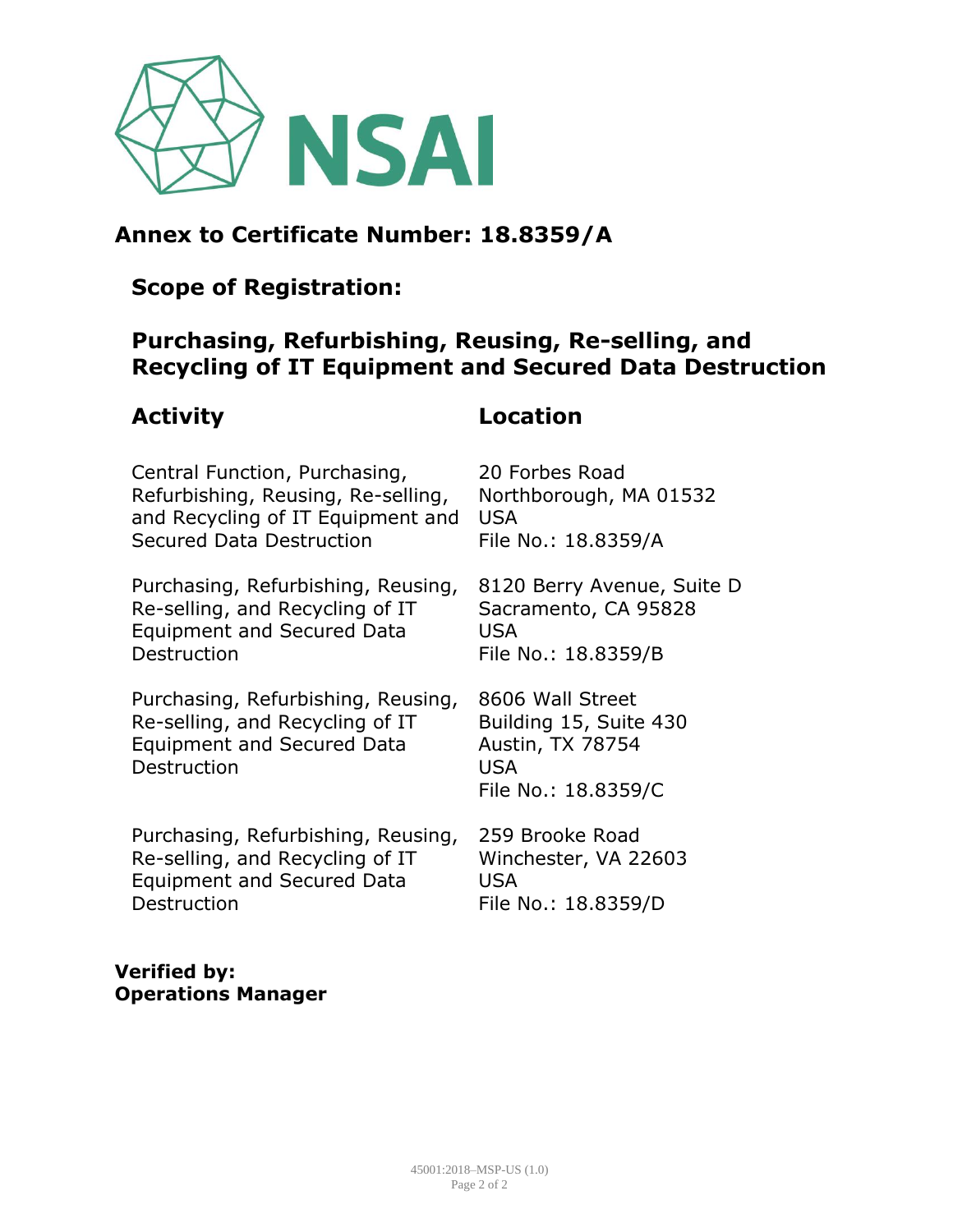NSAI

# Annex to Certificate Number: 18.8359/A

## Scope of Registration:

## Purchasing, Refurbishing, Reusing, Re-selling, and Recycling of IT Equipment and Secured Data Destruction

| Activity | Location |
|---|---|
| Central Function, Purchasing, Refurbishing, Reusing, Re-selling, and Recycling of IT Equipment and Secured Data Destruction | 20 Forbes Road<br>Northborough, MA 01532<br>USA<br>File No.: 18.8359/A |
| Purchasing, Refurbishing, Reusing, Re-selling, and Recycling of IT Equipment and Secured Data Destruction | 8120 Berry Avenue, Suite D<br>Sacramento, CA 95828<br>USA<br>File No.: 18.8359/B |
| Purchasing, Refurbishing, Reusing, Re-selling, and Recycling of IT Equipment and Secured Data Destruction | 8606 Wall Street<br>Building 15, Suite 430<br>Austin, TX 78754<br>USA<br>File No.: 18.8359/C |
| Purchasing, Refurbishing, Reusing, Re-selling, and Recycling of IT Equipment and Secured Data Destruction | 259 Brooke Road<br>Winchester, VA 22603<br>USA<br>File No.: 18.8359/D |

**Verified by:**
**Operations Manager**

45001:2018–MSP-US (1.0)